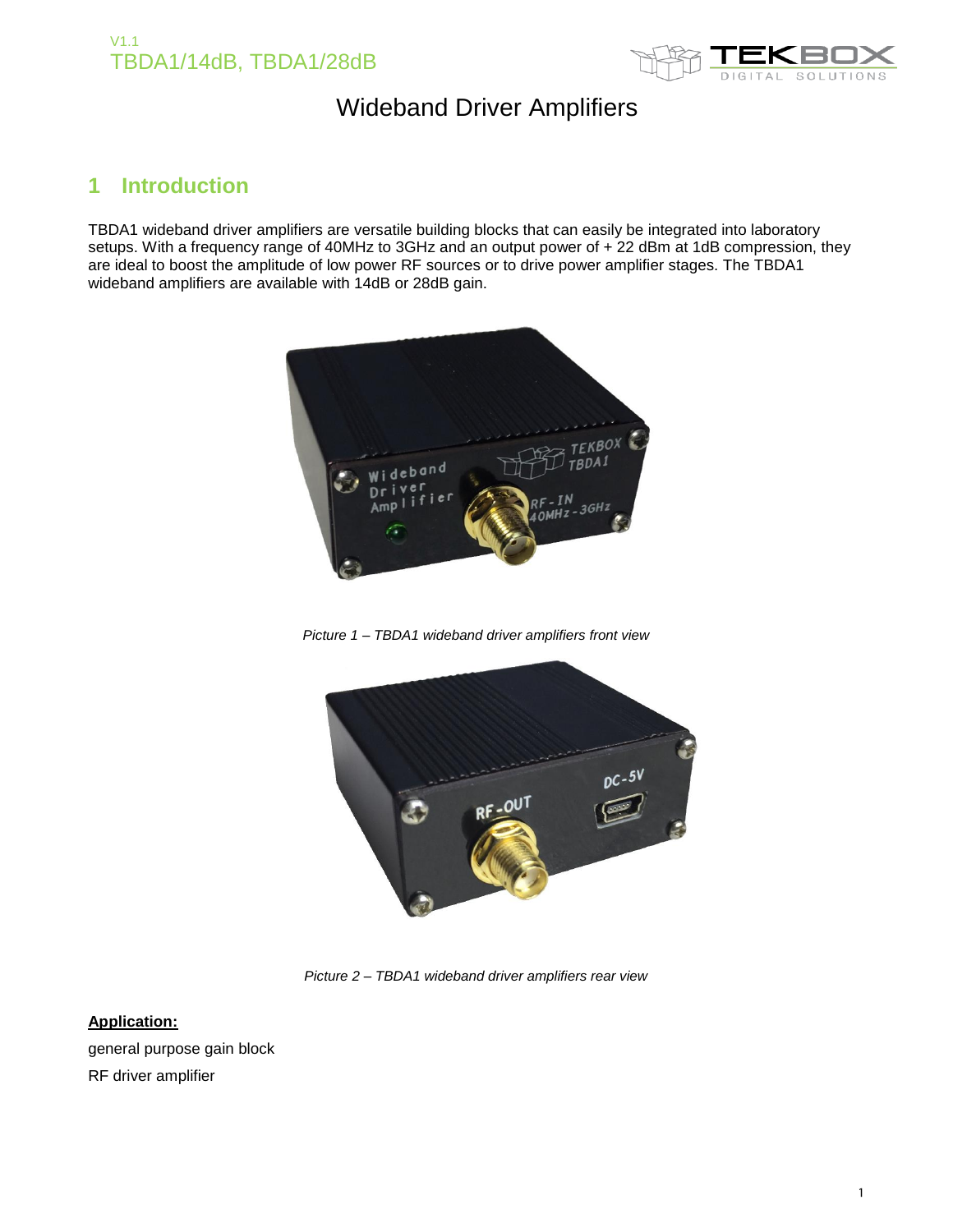# Wideband Driver Amplifiers

## 1 Introduction

TBDA1 wideband driver amplifiers are versatile building blocks that can easily be integrated into laboratory setups. With a frequency range of 40MHz to 3GHz and an output power of + 22 dBm at 1dB compression, they are ideal to boost the amplitude of low power RF sources or to drive power amplifier stages. The TBDA1 wideband amplifiers are available with 14dB or 28dB gain.

*Picture 1 – TBDA1 wideband driver amplifiers front view*

*Picture 2 – TBDA1 wideband driver amplifiers rear view*

**Application:**

general purpose gain block

RF driver amplifier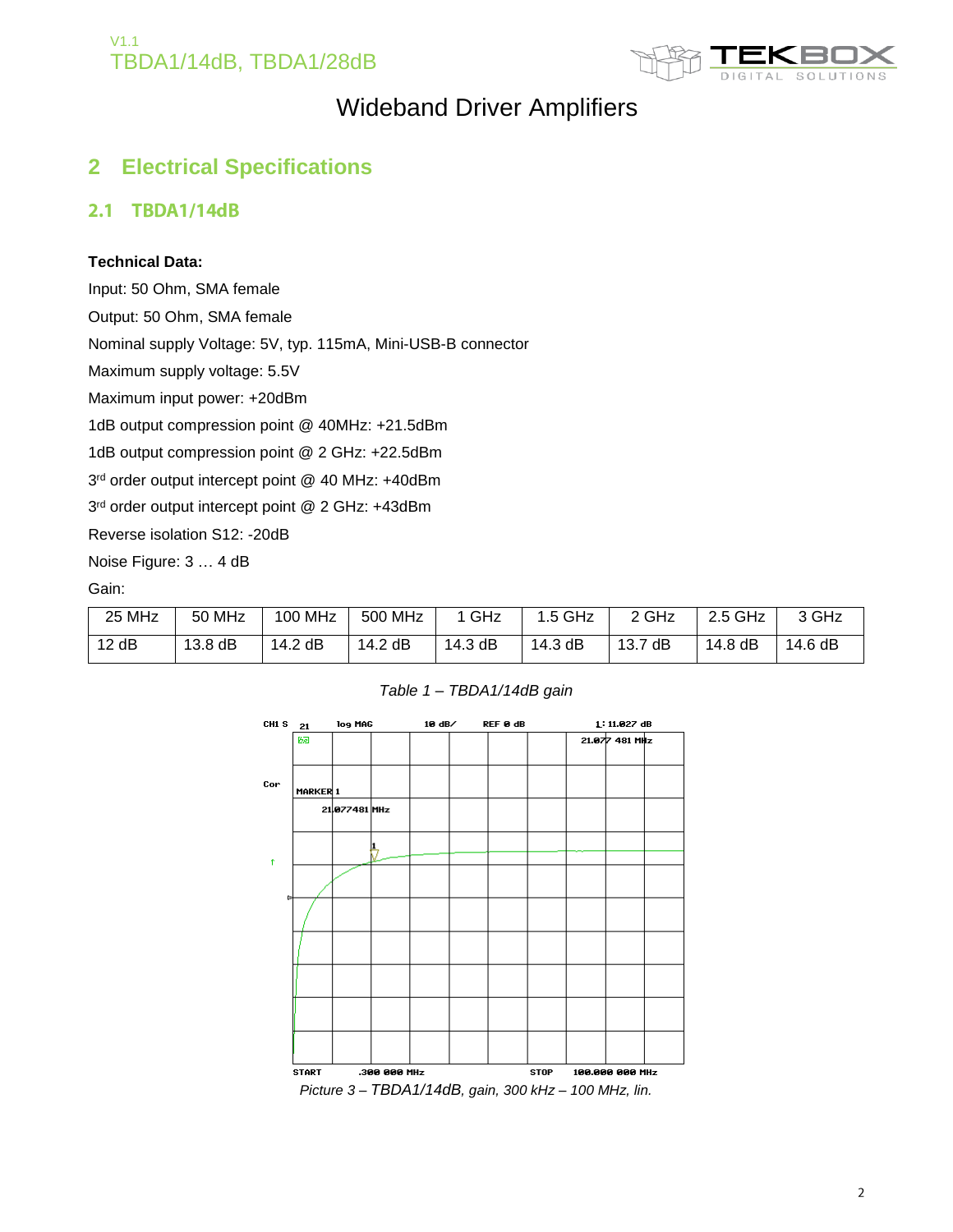## 2 Electrical Specifications

### 2.1 TBDA1/14dB

**Technical Data:**

Input: 50 Ohm, SMA female

Output: 50 Ohm, SMA female

Nominal supply Voltage: 5V, typ. 115mA, Mini-USB-B connector

Maximum supply voltage: 5.5V

Maximum input power: +20dBm

1dB output compression point @ 40MHz: +21.5dBm

1dB output compression point @ 2 GHz: +22.5dBm

3rd order output intercept point @ 40 MHz: +40dBm

3rd order output intercept point @ 2 GHz: +43dBm

Reverse isolation S12: -20dB

Noise Figure: 3 … 4 dB

Gain:

| 25 MHz | 50 MHz | 100 MHz | 500 MHz | 1 GHz | 1.5 GHz | 2 GHz | 2.5 GHz | 3 GHz |
|---|---|---|---|---|---|---|---|---|
| 12 dB | 13.8 dB | 14.2 dB | 14.2 dB | 14.3 dB | 14.3 dB | 13.7 dB | 14.8 dB | 14.6 dB |

*Table 1 – TBDA1/14dB gain*

*Picture 3 – TBDA1/14dB, gain, 300 kHz – 100 MHz, lin.*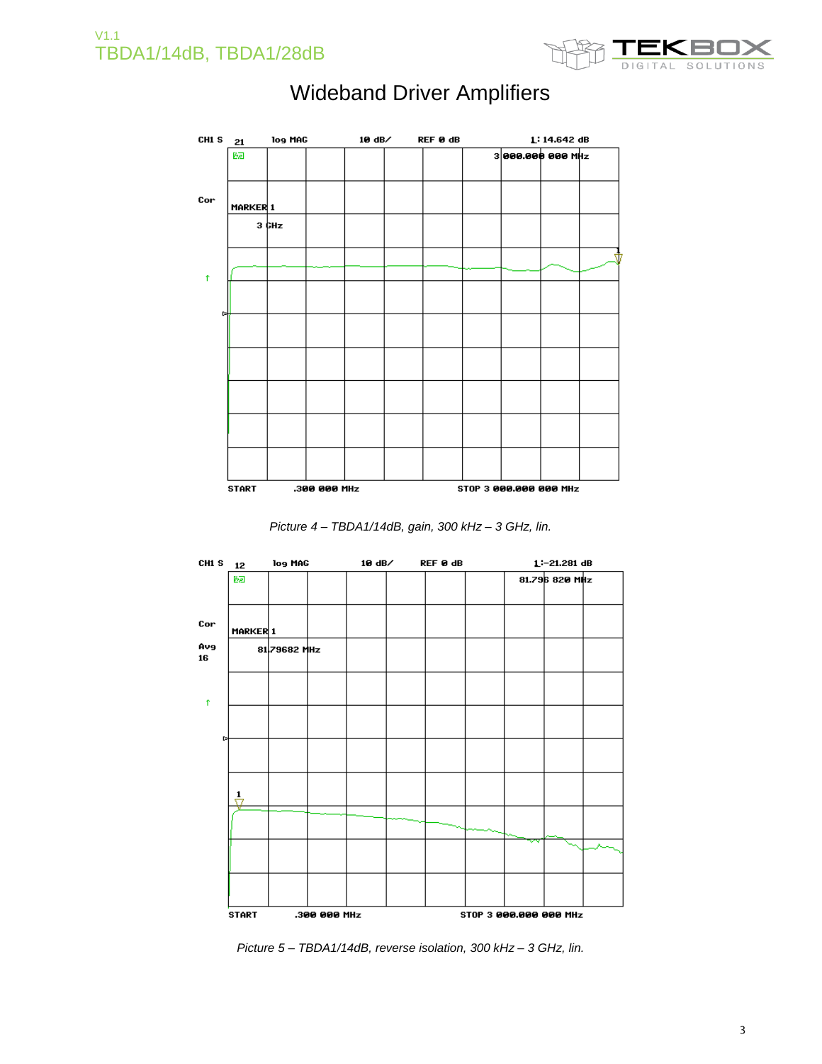# Wideband Driver Amplifiers

Picture 4 – TBDA1/14dB, gain, 300 kHz – 3 GHz, lin.

Picture 5 – TBDA1/14dB, reverse isolation, 300 kHz – 3 GHz, lin.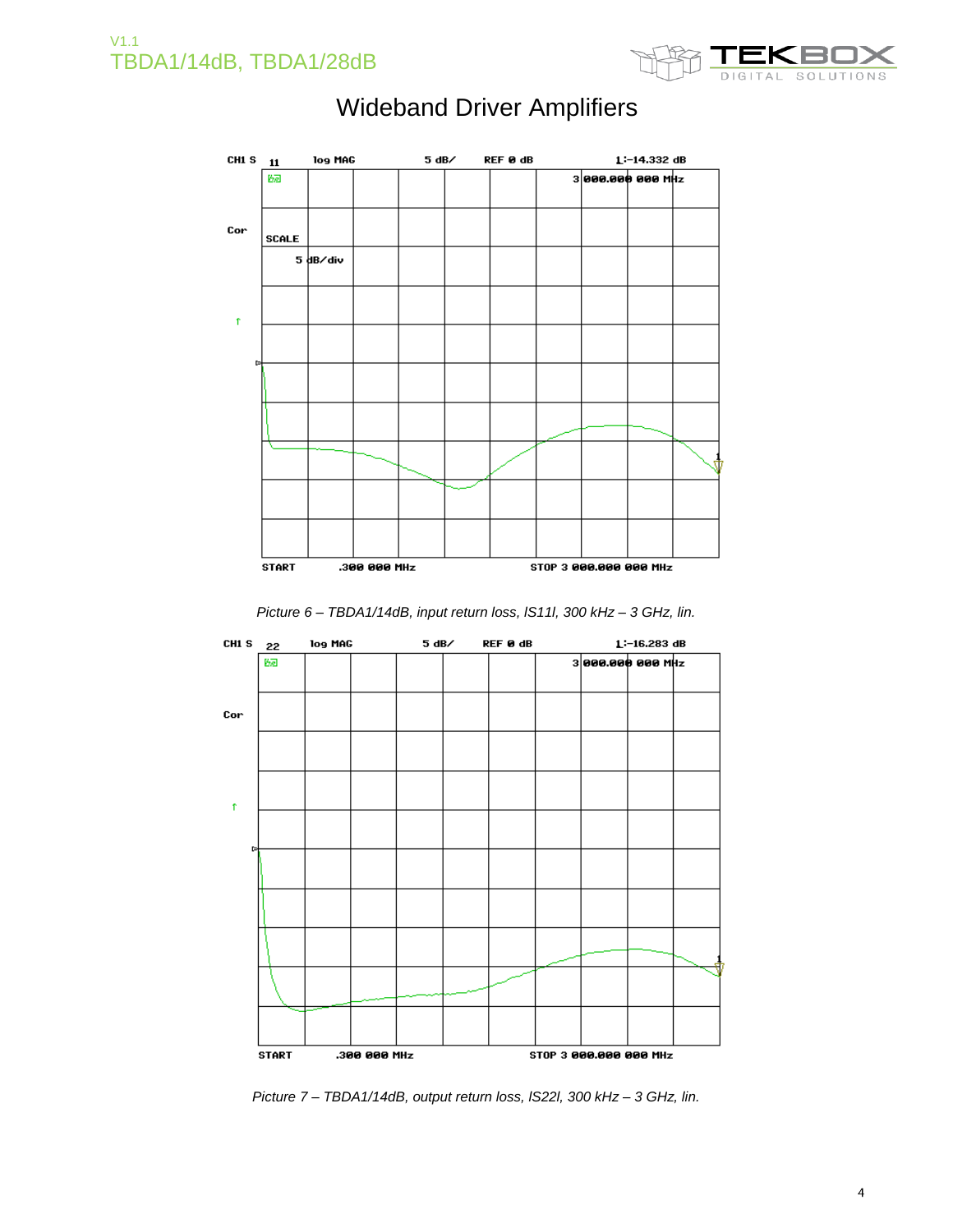# Wideband Driver Amplifiers

Picture 6 – TBDA1/14dB, input return loss, IS11I, 300 kHz – 3 GHz, lin.

Picture 7 – TBDA1/14dB, output return loss, IS22I, 300 kHz – 3 GHz, lin.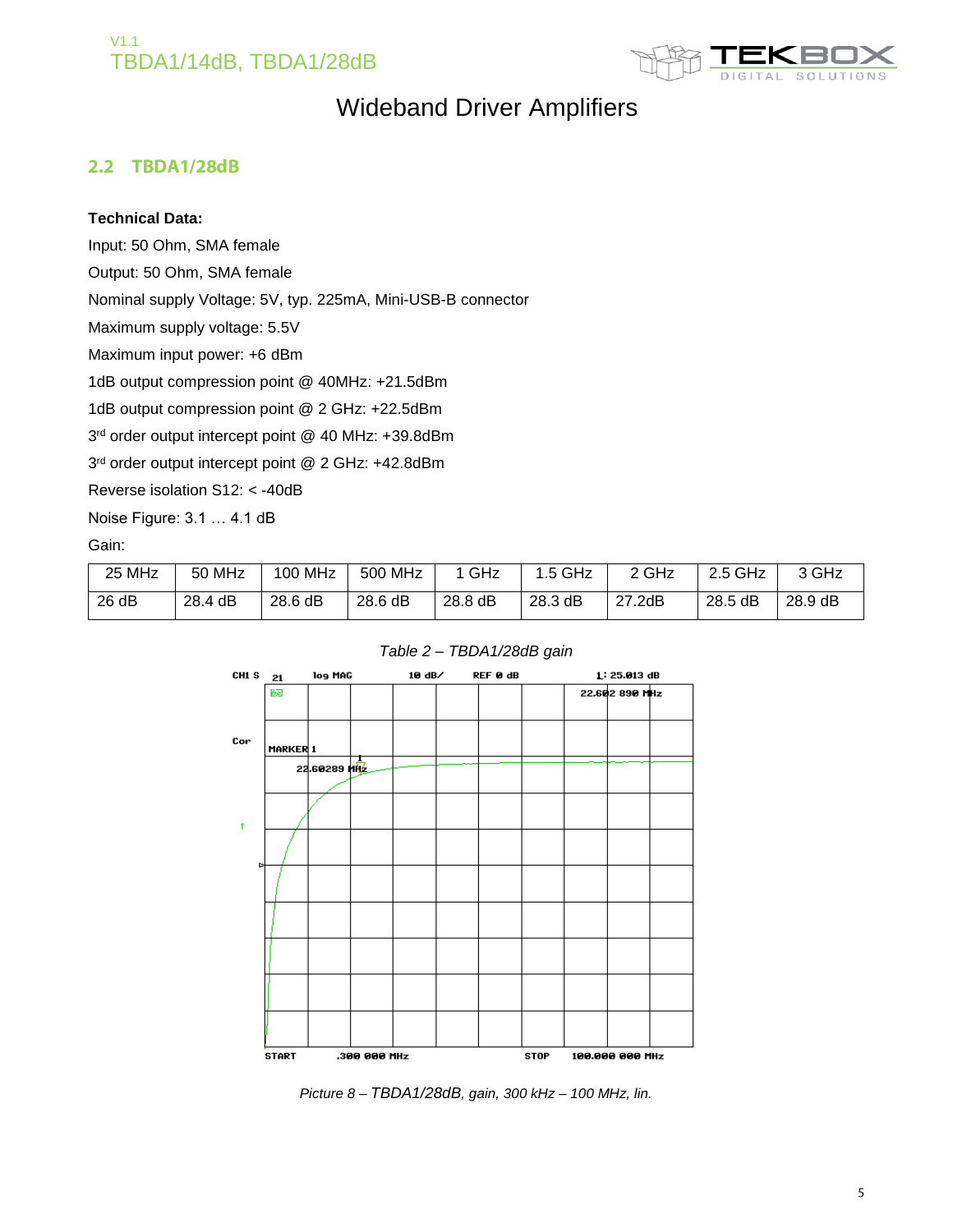## 2.2 TBDA1/28dB

**Technical Data:**

Input: 50 Ohm, SMA female

Output: 50 Ohm, SMA female

Nominal supply Voltage: 5V, typ. 225mA, Mini-USB-B connector

Maximum supply voltage: 5.5V

Maximum input power: +6 dBm

1dB output compression point @ 40MHz: +21.5dBm

1dB output compression point @ 2 GHz: +22.5dBm

3rd order output intercept point @ 40 MHz: +39.8dBm

3rd order output intercept point @ 2 GHz: +42.8dBm

Reverse isolation S12: < -40dB

Noise Figure: 3.1 … 4.1 dB

Gain:

| 25 MHz | 50 MHz | 100 MHz | 500 MHz | 1 GHz | 1.5 GHz | 2 GHz | 2.5 GHz | 3 GHz |
|---|---|---|---|---|---|---|---|---|
| 26 dB | 28.4 dB | 28.6 dB | 28.6 dB | 28.8 dB | 28.3 dB | 27.2dB | 28.5 dB | 28.9 dB |

*Table 2 – TBDA1/28dB gain*

*Picture 8 – TBDA1/28dB, gain, 300 kHz – 100 MHz, lin.*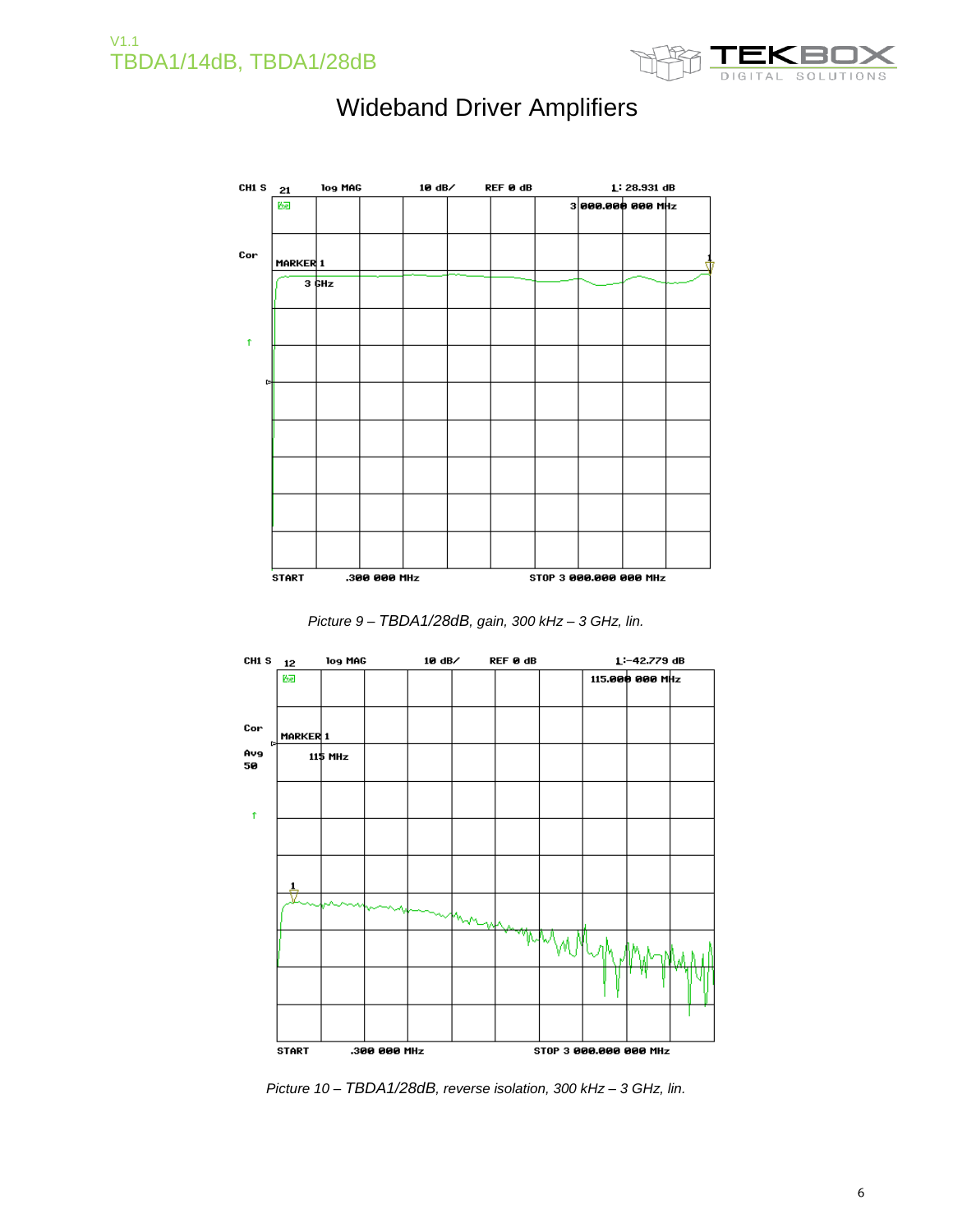# Wideband Driver Amplifiers

Picture 9 – TBDA1/28dB, gain, 300 kHz – 3 GHz, lin.

Picture 10 – TBDA1/28dB, reverse isolation, 300 kHz – 3 GHz, lin.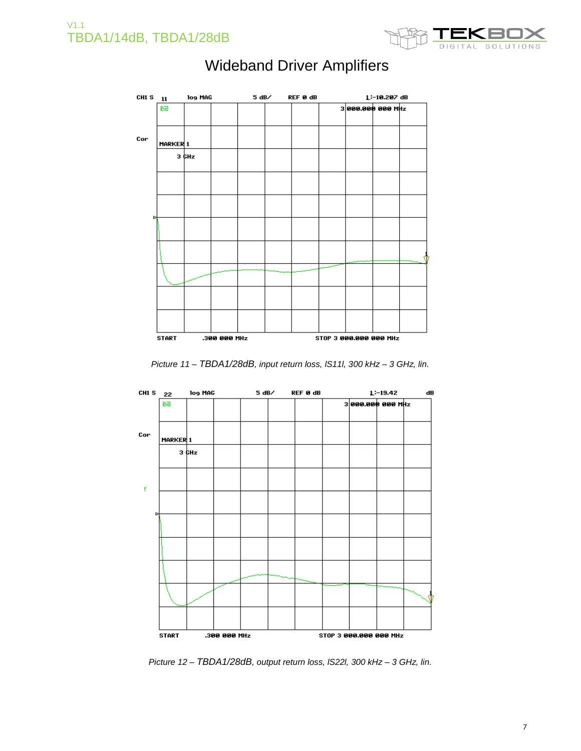# Wideband Driver Amplifiers

CH1 S11 log MAG 5 dB/ REF 0 dB 1:-10.207 dB 3 000.000 000 MHz

Cor MARKER 1 3 GHz

START .300 000 MHz STOP 3 000.000 000 MHz

*Picture 11 – TBDA1/28dB, input return loss, IS11I, 300 kHz – 3 GHz, lin.*

CH1 S22 log MAG 5 dB/ REF 0 dB 1:-19.42 dB 3 000.000 000 MHz

Cor MARKER 1 3 GHz

START .300 000 MHz STOP 3 000.000 000 MHz

*Picture 12 – TBDA1/28dB, output return loss, IS22I, 300 kHz – 3 GHz, lin.*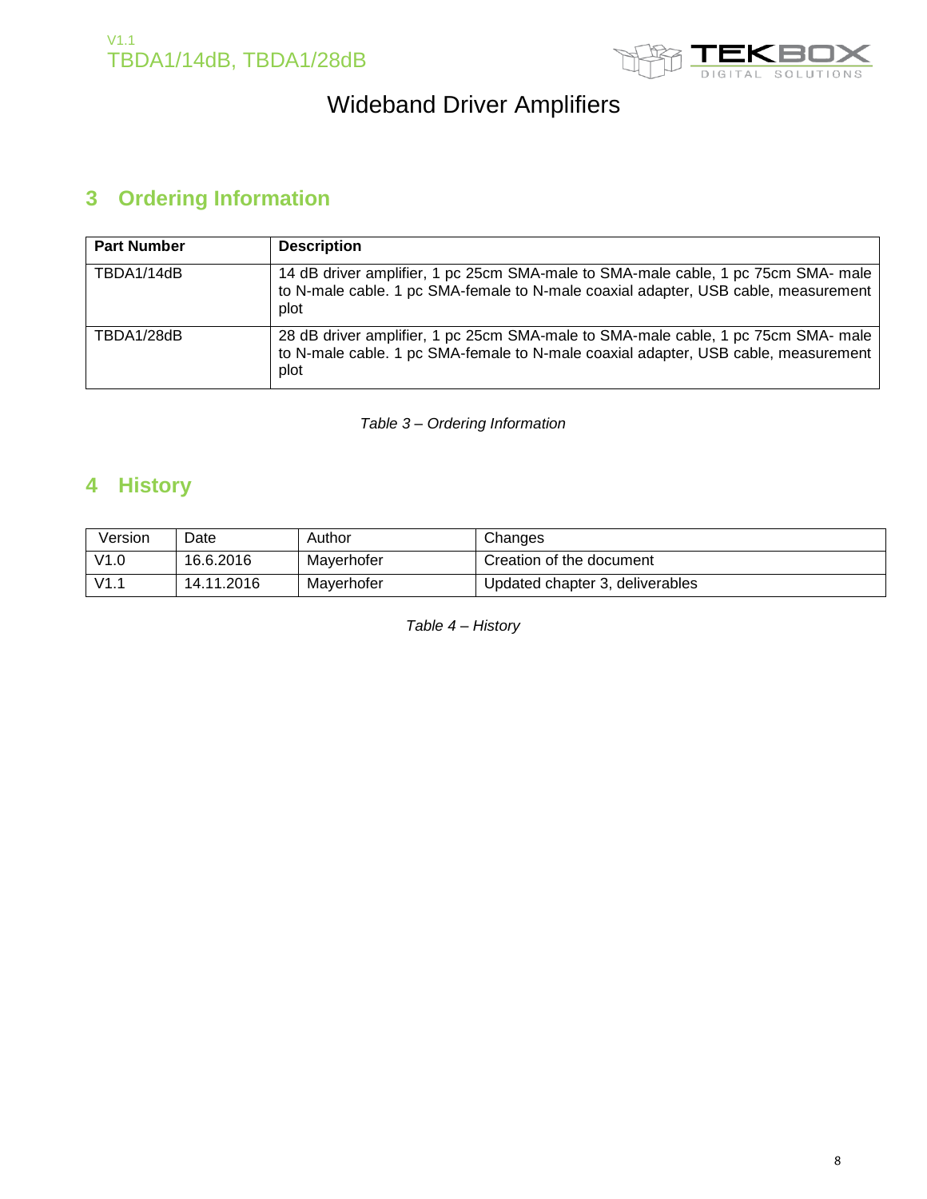## 3 Ordering Information

| Part Number | Description |
|---|---|
| TBDA1/14dB | 14 dB driver amplifier, 1 pc 25cm SMA-male to SMA-male cable, 1 pc 75cm SMA- male to N-male cable. 1 pc SMA-female to N-male coaxial adapter, USB cable, measurement plot |
| TBDA1/28dB | 28 dB driver amplifier, 1 pc 25cm SMA-male to SMA-male cable, 1 pc 75cm SMA- male to N-male cable. 1 pc SMA-female to N-male coaxial adapter, USB cable, measurement plot |

*Table 3 – Ordering Information*

## 4 History

| Version | Date | Author | Changes |
|---|---|---|---|
| V1.0 | 16.6.2016 | Mayerhofer | Creation of the document |
| V1.1 | 14.11.2016 | Mayerhofer | Updated chapter 3, deliverables |

*Table 4 – History*